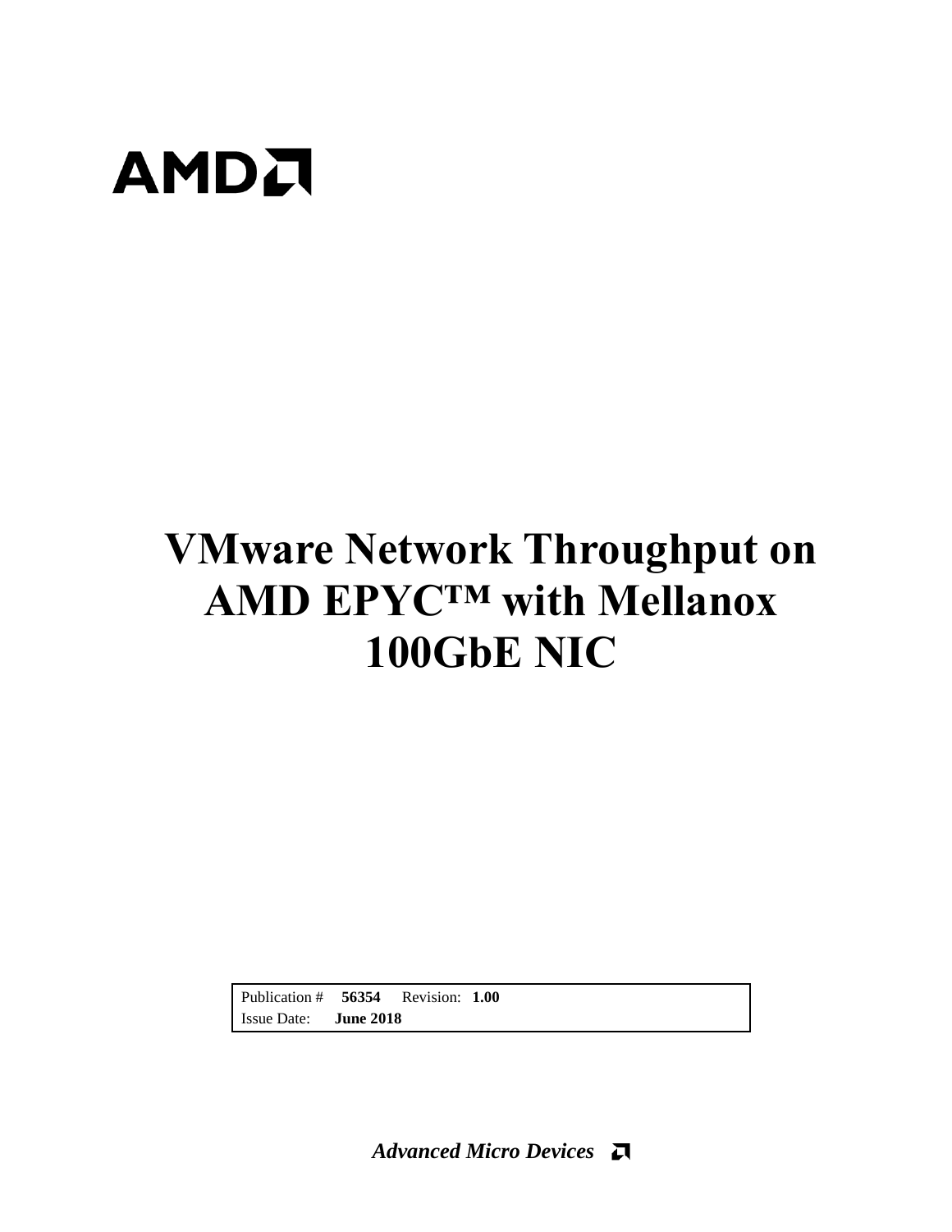AMD

# VMware Network Throughput on AMD EPYC™ with Mellanox 100GbE NIC

| Publication # **56354** | Revision: **1.00** |
| --- | --- |
| Issue Date: **June 2018** | |

***Advanced Micro Devices***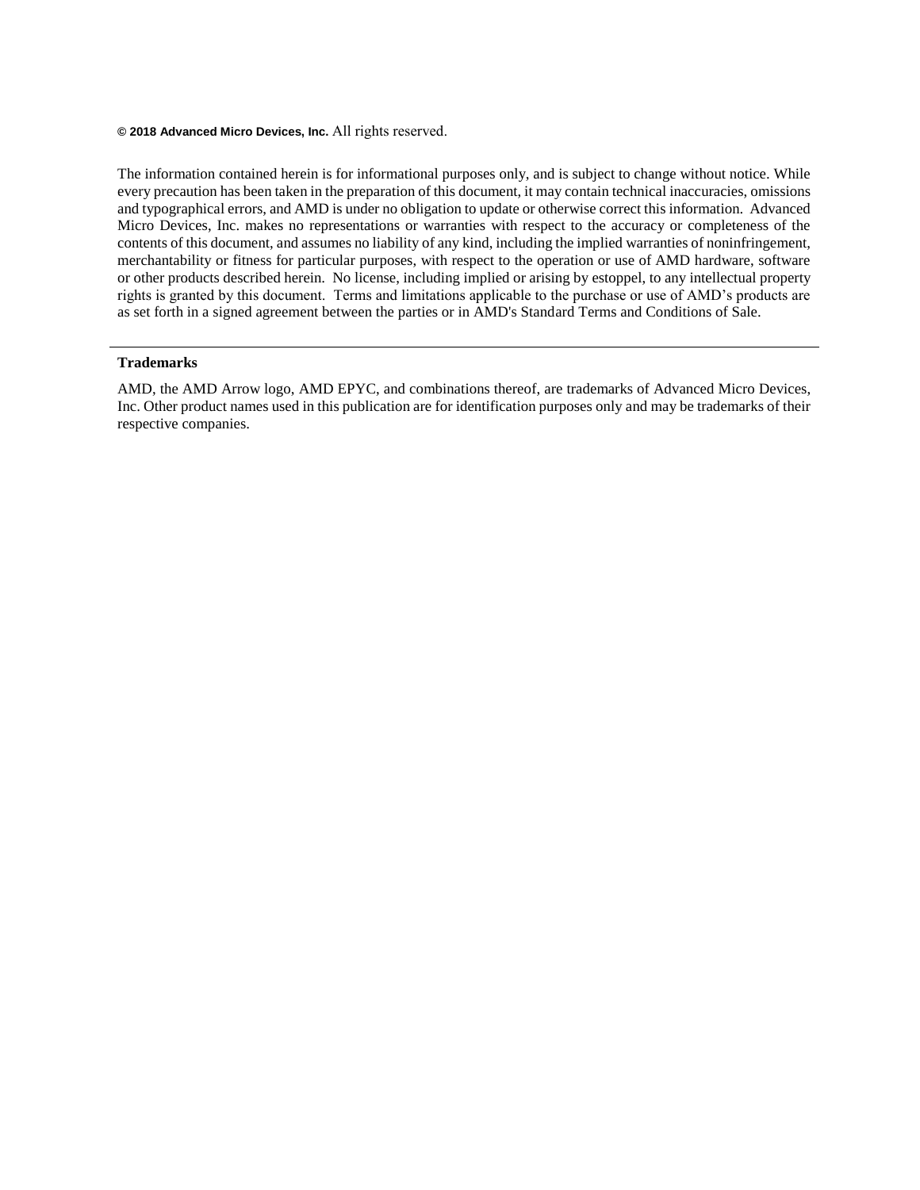**© 2018 Advanced Micro Devices, Inc.** All rights reserved.

The information contained herein is for informational purposes only, and is subject to change without notice. While every precaution has been taken in the preparation of this document, it may contain technical inaccuracies, omissions and typographical errors, and AMD is under no obligation to update or otherwise correct this information. Advanced Micro Devices, Inc. makes no representations or warranties with respect to the accuracy or completeness of the contents of this document, and assumes no liability of any kind, including the implied warranties of noninfringement, merchantability or fitness for particular purposes, with respect to the operation or use of AMD hardware, software or other products described herein. No license, including implied or arising by estoppel, to any intellectual property rights is granted by this document. Terms and limitations applicable to the purchase or use of AMD's products are as set forth in a signed agreement between the parties or in AMD's Standard Terms and Conditions of Sale.

---

**Trademarks**

AMD, the AMD Arrow logo, AMD EPYC, and combinations thereof, are trademarks of Advanced Micro Devices, Inc. Other product names used in this publication are for identification purposes only and may be trademarks of their respective companies.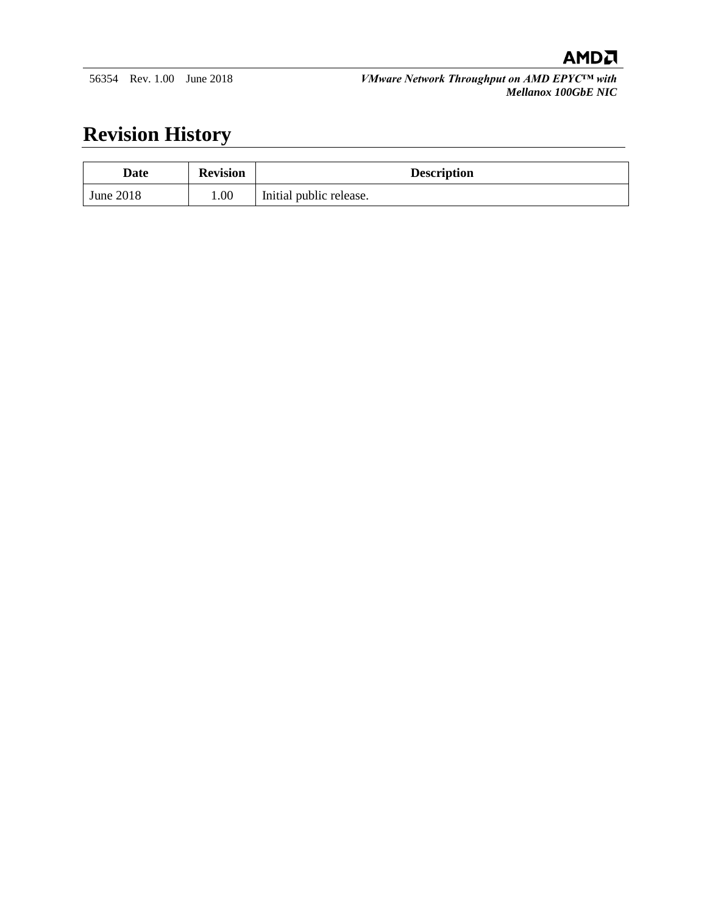# Revision History

| Date | Revision | Description |
|---|---|---|
| June 2018 | 1.00 | Initial public release. |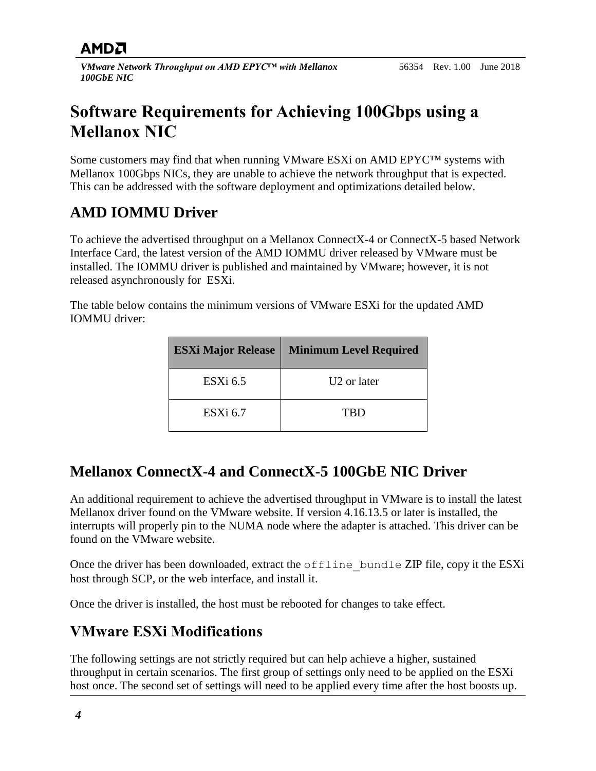# Software Requirements for Achieving 100Gbps using a Mellanox NIC

Some customers may find that when running VMware ESXi on AMD EPYC™ systems with Mellanox 100Gbps NICs, they are unable to achieve the network throughput that is expected. This can be addressed with the software deployment and optimizations detailed below.

## AMD IOMMU Driver

To achieve the advertised throughput on a Mellanox ConnectX-4 or ConnectX-5 based Network Interface Card, the latest version of the AMD IOMMU driver released by VMware must be installed. The IOMMU driver is published and maintained by VMware; however, it is not released asynchronously for ESXi.

The table below contains the minimum versions of VMware ESXi for the updated AMD IOMMU driver:

| ESXi Major Release | Minimum Level Required |
|---|---|
| ESXi 6.5 | U2 or later |
| ESXi 6.7 | TBD |

## Mellanox ConnectX-4 and ConnectX-5 100GbE NIC Driver

An additional requirement to achieve the advertised throughput in VMware is to install the latest Mellanox driver found on the VMware website. If version 4.16.13.5 or later is installed, the interrupts will properly pin to the NUMA node where the adapter is attached. This driver can be found on the VMware website.

Once the driver has been downloaded, extract the `offline_bundle` ZIP file, copy it the ESXi host through SCP, or the web interface, and install it.

Once the driver is installed, the host must be rebooted for changes to take effect.

## VMware ESXi Modifications

The following settings are not strictly required but can help achieve a higher, sustained throughput in certain scenarios. The first group of settings only need to be applied on the ESXi host once. The second set of settings will need to be applied every time after the host boosts up.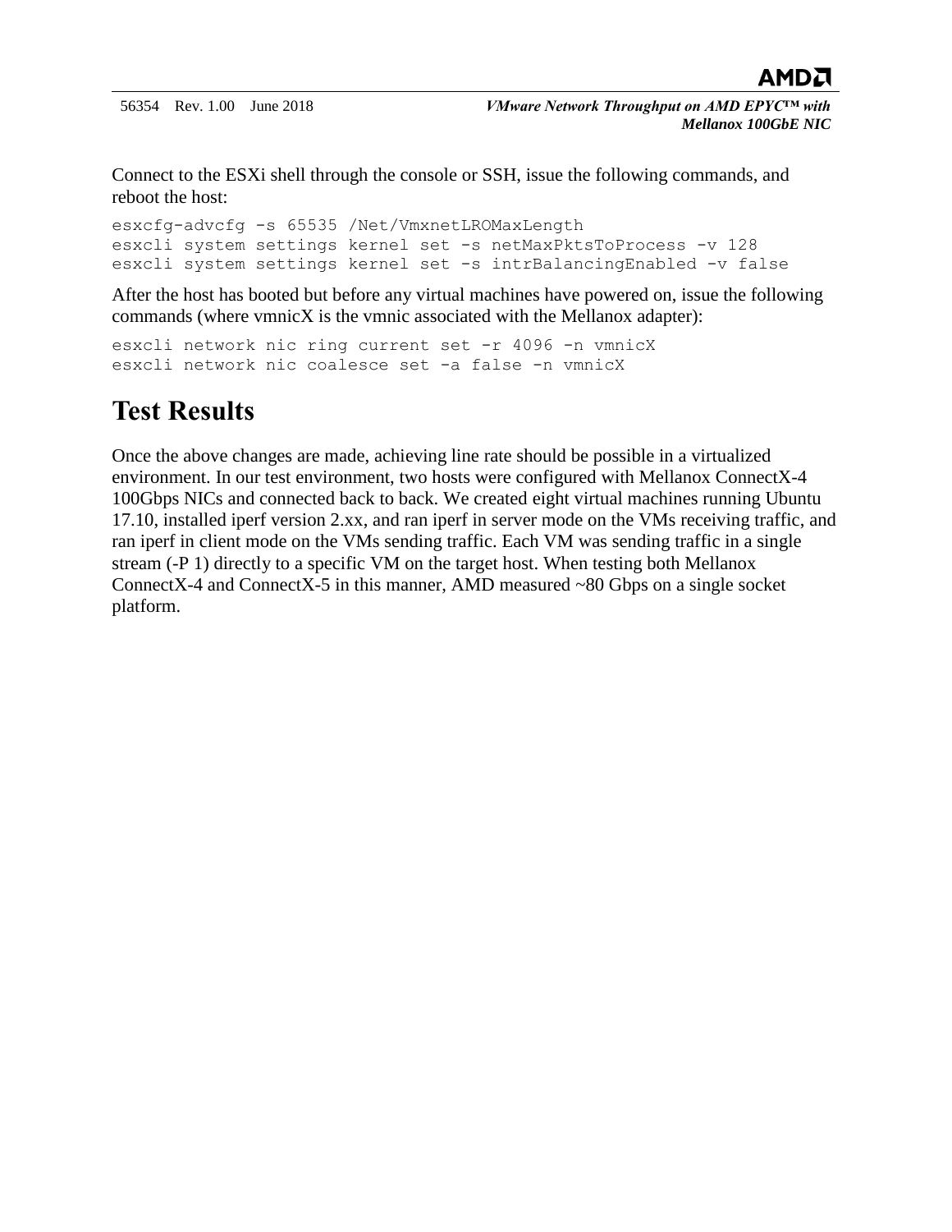Connect to the ESXi shell through the console or SSH, issue the following commands, and reboot the host:

```
esxcfg-advcfg -s 65535 /Net/VmxnetLROMaxLength
esxcli system settings kernel set -s netMaxPktsToProcess -v 128
esxcli system settings kernel set -s intrBalancingEnabled -v false
```

After the host has booted but before any virtual machines have powered on, issue the following commands (where vmnicX is the vmnic associated with the Mellanox adapter):

```
esxcli network nic ring current set -r 4096 -n vmnicX
esxcli network nic coalesce set -a false -n vmnicX
```

# Test Results

Once the above changes are made, achieving line rate should be possible in a virtualized environment. In our test environment, two hosts were configured with Mellanox ConnectX-4 100Gbps NICs and connected back to back. We created eight virtual machines running Ubuntu 17.10, installed iperf version 2.xx, and ran iperf in server mode on the VMs receiving traffic, and ran iperf in client mode on the VMs sending traffic. Each VM was sending traffic in a single stream (-P 1) directly to a specific VM on the target host. When testing both Mellanox ConnectX-4 and ConnectX-5 in this manner, AMD measured ~80 Gbps on a single socket platform.